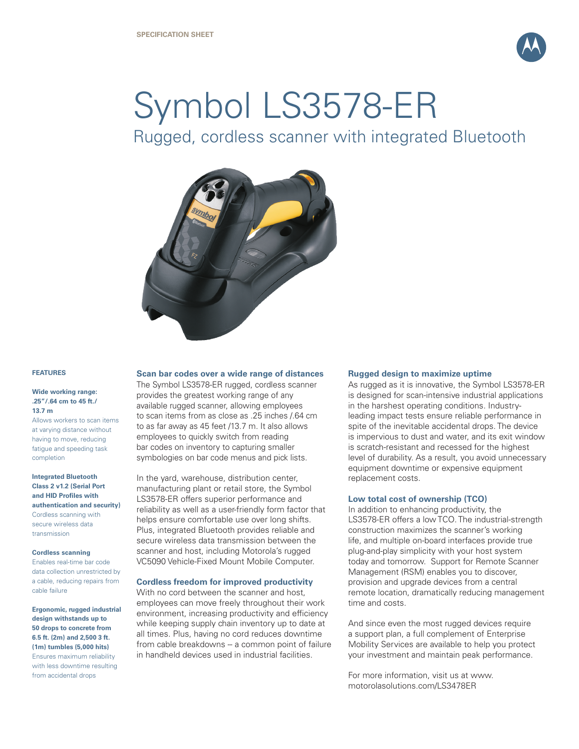SPECIFICATION SHEET

# Symbol LS3578-ER

## Rugged, cordless scanner with integrated Bluetooth

**FEATURES**

**Wide working range: .25"/.64 cm to 45 ft./ 13.7 m**
Allows workers to scan items at varying distance without having to move, reducing fatigue and speeding task completion

**Integrated Bluetooth Class 2 v1.2 (Serial Port and HID Profiles with authentication and security)**
Cordless scanning with secure wireless data transmission

**Cordless scanning**
Enables real-time bar code data collection unrestricted by a cable, reducing repairs from cable failure

**Ergonomic, rugged industrial design withstands up to 50 drops to concrete from 6.5 ft. (2m) and 2,500 3 ft. (1m) tumbles (5,000 hits)**
Ensures maximum reliability with less downtime resulting from accidental drops

### Scan bar codes over a wide range of distances

The Symbol LS3578-ER rugged, cordless scanner provides the greatest working range of any available rugged scanner, allowing employees to scan items from as close as .25 inches /.64 cm to as far away as 45 feet /13.7 m. It also allows employees to quickly switch from reading bar codes on inventory to capturing smaller symbologies on bar code menus and pick lists.

In the yard, warehouse, distribution center, manufacturing plant or retail store, the Symbol LS3578-ER offers superior performance and reliability as well as a user-friendly form factor that helps ensure comfortable use over long shifts. Plus, integrated Bluetooth provides reliable and secure wireless data transmission between the scanner and host, including Motorola's rugged VC5090 Vehicle-Fixed Mount Mobile Computer.

### Cordless freedom for improved productivity

With no cord between the scanner and host, employees can move freely throughout their work environment, increasing productivity and efficiency while keeping supply chain inventory up to date at all times. Plus, having no cord reduces downtime from cable breakdowns -- a common point of failure in handheld devices used in industrial facilities.

### Rugged design to maximize uptime

As rugged as it is innovative, the Symbol LS3578-ER is designed for scan-intensive industrial applications in the harshest operating conditions. Industry-leading impact tests ensure reliable performance in spite of the inevitable accidental drops. The device is impervious to dust and water, and its exit window is scratch-resistant and recessed for the highest level of durability. As a result, you avoid unnecessary equipment downtime or expensive equipment replacement costs.

### Low total cost of ownership (TCO)

In addition to enhancing productivity, the LS3578-ER offers a low TCO. The industrial-strength construction maximizes the scanner's working life, and multiple on-board interfaces provide true plug-and-play simplicity with your host system today and tomorrow. Support for Remote Scanner Management (RSM) enables you to discover, provision and upgrade devices from a central remote location, dramatically reducing management time and costs.

And since even the most rugged devices require a support plan, a full complement of Enterprise Mobility Services are available to help you protect your investment and maintain peak performance.

For more information, visit us at www.motorolasolutions.com/LS3478ER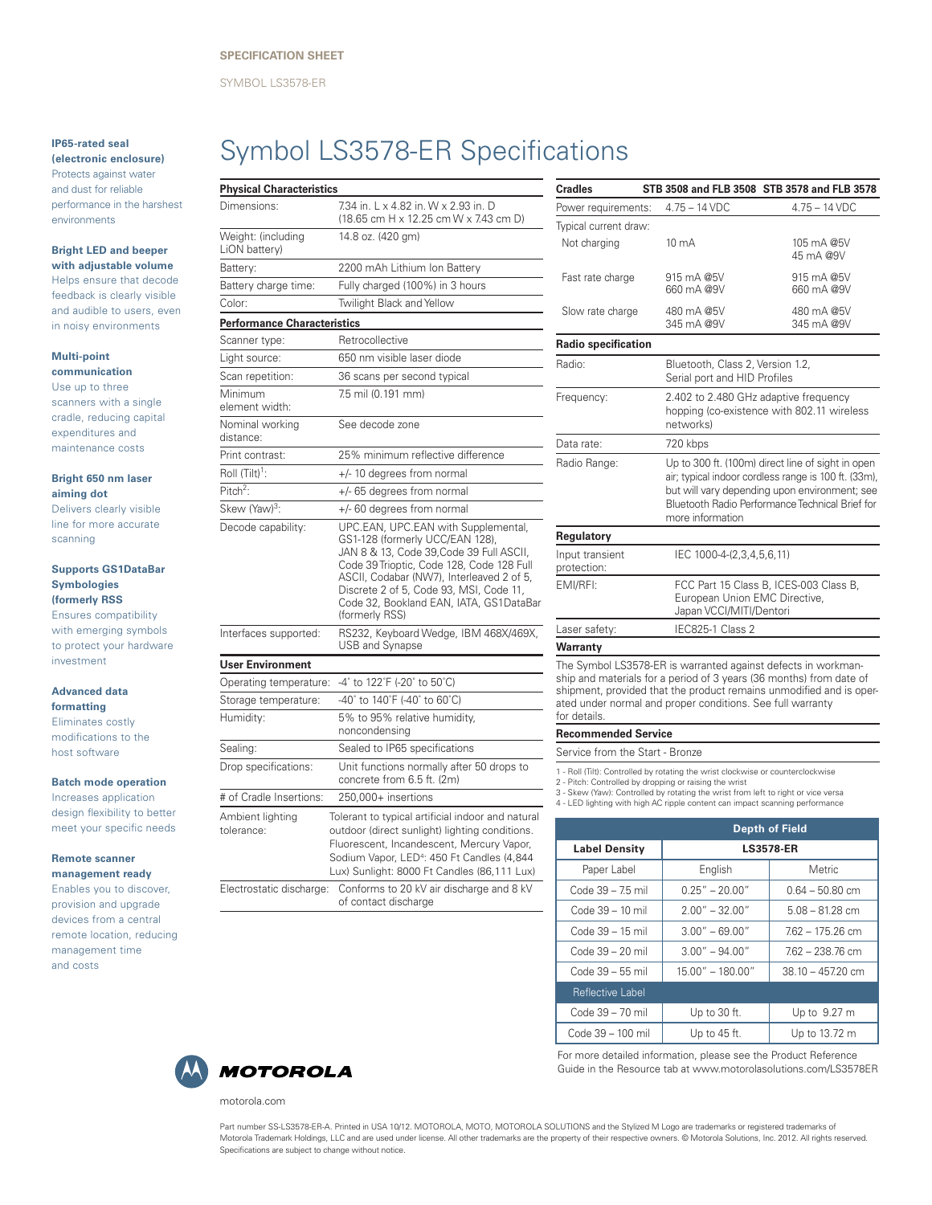SPECIFICATION SHEET

SYMBOL LS3578-ER

**IP65-rated seal (electronic enclosure)**
Protects against water and dust for reliable performance in the harshest environments

**Bright LED and beeper with adjustable volume**
Helps ensure that decode feedback is clearly visible and audible to users, even in noisy environments

**Multi-point communication**
Use up to three scanners with a single cradle, reducing capital expenditures and maintenance costs

**Bright 650 nm laser aiming dot**
Delivers clearly visible line for more accurate scanning

**Supports GS1DataBar Symbologies (formerly RSS**
Ensures compatibility with emerging symbols to protect your hardware investment

**Advanced data formatting**
Eliminates costly modifications to the host software

**Batch mode operation**
Increases application design flexibility to better meet your specific needs

**Remote scanner management ready**
Enables you to discover, provision and upgrade devices from a central remote location, reducing management time and costs

# Symbol LS3578-ER Specifications

| **Physical Characteristics** | |
|---|---|
| Dimensions: | 7.34 in. L x 4.82 in. W x 2.93 in. D (18.65 cm H x 12.25 cm W x 7.43 cm D) |
| Weight: (including LiON battery) | 14.8 oz. (420 gm) |
| Battery: | 2200 mAh Lithium Ion Battery |
| Battery charge time: | Fully charged (100%) in 3 hours |
| Color: | Twilight Black and Yellow |
| **Performance Characteristics** | |
| Scanner type: | Retrocollective |
| Light source: | 650 nm visible laser diode |
| Scan repetition: | 36 scans per second typical |
| Minimum element width: | 7.5 mil (0.191 mm) |
| Nominal working distance: | See decode zone |
| Print contrast: | 25% minimum reflective difference |
| Roll (Tilt)[1]: | +/- 10 degrees from normal |
| Pitch[2]: | +/- 65 degrees from normal |
| Skew (Yaw)[3]: | +/- 60 degrees from normal |
| Decode capability: | UPC.EAN, UPC.EAN with Supplemental, GS1-128 (formerly UCC/EAN 128), JAN 8 & 13, Code 39,Code 39 Full ASCII, Code 39 Trioptic, Code 128, Code 128 Full ASCII, Codabar (NW7), Interleaved 2 of 5, Discrete 2 of 5, Code 93, MSI, Code 11, Code 32, Bookland EAN, IATA, GS1DataBar (formerly RSS) |
| Interfaces supported: | RS232, Keyboard Wedge, IBM 468X/469X, USB and Synapse |
| **User Environment** | |
| Operating temperature: | -4° to 122°F (-20° to 50°C) |
| Storage temperature: | -40° to 140°F (-40° to 60°C) |
| Humidity: | 5% to 95% relative humidity, noncondensing |
| Sealing: | Sealed to IP65 specifications |
| Drop specifications: | Unit functions normally after 50 drops to concrete from 6.5 ft. (2m) |
| # of Cradle Insertions: | 250,000+ insertions |
| Ambient lighting tolerance: | Tolerant to typical artificial indoor and natural outdoor (direct sunlight) lighting conditions. Fluorescent, Incandescent, Mercury Vapor, Sodium Vapor, LED[4]: 450 Ft Candles (4,844 Lux) Sunlight: 8000 Ft Candles (86,111 Lux) |
| Electrostatic discharge: | Conforms to 20 kV air discharge and 8 kV of contact discharge |

| **Cradles** | **STB 3508 and FLB 3508** | **STB 3578 and FLB 3578** |
|---|---|---|
| Power requirements: | 4.75 – 14 VDC | 4.75 – 14 VDC |
| Typical current draw: | | |
| Not charging | 10 mA | 105 mA @5V 45 mA @9V |
| Fast rate charge | 915 mA @5V 660 mA @9V | 915 mA @5V 660 mA @9V |
| Slow rate charge | 480 mA @5V 345 mA @9V | 480 mA @5V 345 mA @9V |

| **Radio specification** | |
|---|---|
| Radio: | Bluetooth, Class 2, Version 1.2, Serial port and HID Profiles |
| Frequency: | 2.402 to 2.480 GHz adaptive frequency hopping (co-existence with 802.11 wireless networks) |
| Data rate: | 720 kbps |
| Radio Range: | Up to 300 ft. (100m) direct line of sight in open air; typical indoor cordless range is 100 ft. (33m), but will vary depending upon environment; see Bluetooth Radio Performance Technical Brief for more information |
| **Regulatory** | |
| Input transient protection: | IEC 1000-4-(2,3,4,5,6,11) |
| EMI/RFI: | FCC Part 15 Class B, ICES-003 Class B, European Union EMC Directive, Japan VCCI/MITI/Dentori |
| Laser safety: | IEC825-1 Class 2 |

**Warranty**

The Symbol LS3578-ER is warranted against defects in workmanship and materials for a period of 3 years (36 months) from date of shipment, provided that the product remains unmodified and is operated under normal and proper conditions. See full warranty for details.

**Recommended Service**

Service from the Start - Bronze

1 - Roll (Tilt): Controlled by rotating the wrist clockwise or counterclockwise
2 - Pitch: Controlled by dropping or raising the wrist
3 - Skew (Yaw): Controlled by rotating the wrist from left to right or vice versa
4 - LED lighting with high AC ripple content can impact scanning performance

| | **Depth of Field** | |
|---|---|---|
| **Label Density** | **LS3578-ER** | |
| Paper Label | English | Metric |
| Code 39 – 7.5 mil | 0.25" – 20.00" | 0.64 – 50.80 cm |
| Code 39 – 10 mil | 2.00" – 32.00" | 5.08 – 81.28 cm |
| Code 39 – 15 mil | 3.00" – 69.00" | 7.62 – 175.26 cm |
| Code 39 – 20 mil | 3.00" – 94.00" | 7.62 – 238.76 cm |
| Code 39 – 55 mil | 15.00" – 180.00" | 38.10 – 457.20 cm |
| Reflective Label | | |
| Code 39 – 70 mil | Up to 30 ft. | Up to 9.27 m |
| Code 39 – 100 mil | Up to 45 ft. | Up to 13.72 m |

For more detailed information, please see the Product Reference Guide in the Resource tab at www.motorolasolutions.com/LS3578ER

MOTOROLA

motorola.com

Part number SS-LS3578-ER-A. Printed in USA 10/12. MOTOROLA, MOTO, MOTOROLA SOLUTIONS and the Stylized M Logo are trademarks or registered trademarks of Motorola Trademark Holdings, LLC and are used under license. All other trademarks are the property of their respective owners. © Motorola Solutions, Inc. 2012. All rights reserved. Specifications are subject to change without notice.